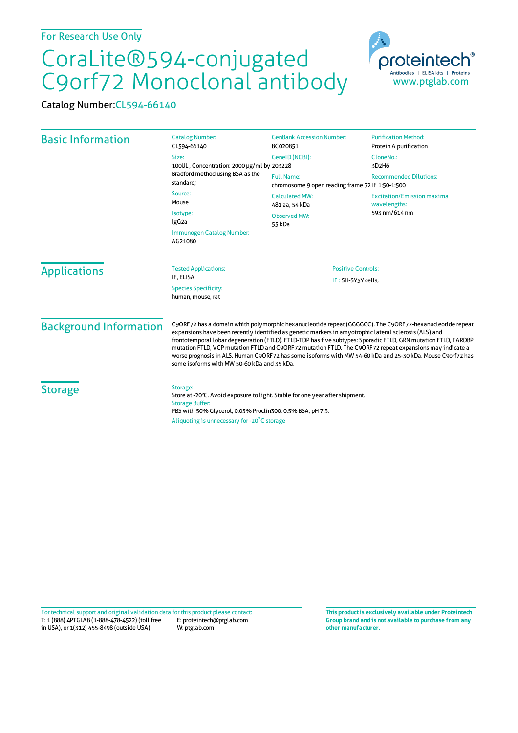For Research Use Only

# CoraLite®594-conjugated C9orf72 Monoclonal antibody

Catalog Number: CL594-66140

proteintech® Antibodies | ELISA kits | Proteins
www.ptglab.com

## Basic Information

**Catalog Number:**
CL594-66140

**Size:**
100UL , Concentration: 2000 μg/ml by Bradford method using BSA as the standard;

**Source:**
Mouse

**Isotype:**
IgG2a

**Immunogen Catalog Number:**
AG21080

**GenBank Accession Number:**
BC020851

**GeneID (NCBI):**
203228

**Full Name:**
chromosome 9 open reading frame 72

**Calculated MW:**
481 aa, 54 kDa

**Observed MW:**
55 kDa

**Purification Method:**
Protein A purification

**CloneNo.:**
3D2H6

**Recommended Dilutions:**
IF 1:50-1:500

**Excitation/Emission maxima wavelengths:**
593 nm/614 nm

## Applications

**Tested Applications:**
IF, ELISA

**Species Specificity:**
human, mouse, rat

**Positive Controls:**
IF : SH-SY5Y cells,

## Background Information

C9ORF72 has a domain whith polymorphic hexanucleotide repeat (GGGGCC). The C9ORF72-hexanucleotide repeat expansions have been recently identified as genetic markers in amyotrophic lateral sclerosis (ALS) and frontotemporal lobar degeneration (FTLD). FTLD-TDP has five subtypes: Sporadic FTLD, GRN mutation FTLD, TARDBP mutation FTLD, VCP mutation FTLD and C9ORF72 mutation FTLD. The C9ORF72 repeat expansions may indicate a worse prognosis in ALS. Human C9ORF72 has some isoforms with MW 54-60 kDa and 25-30 kDa. Mouse C9orf72 has some isoforms with MW 50-60 kDa and 35 kDa.

## Storage

**Storage:**
Store at -20°C. Avoid exposure to light. Stable for one year after shipment.

**Storage Buffer:**
PBS with 50% Glycerol, 0.05% Proclin300, 0.5% BSA, pH 7.3.

Aliquoting is unnecessary for -20°C storage

For technical support and original validation data for this product please contact:
T: 1 (888) 4PTGLAB (1-888-478-4522) (toll free in USA), or 1(312) 455-8498 (outside USA)
E: proteintech@ptglab.com
W: ptglab.com

**This product is exclusively available under Proteintech Group brand and is not available to purchase from any other manufacturer.**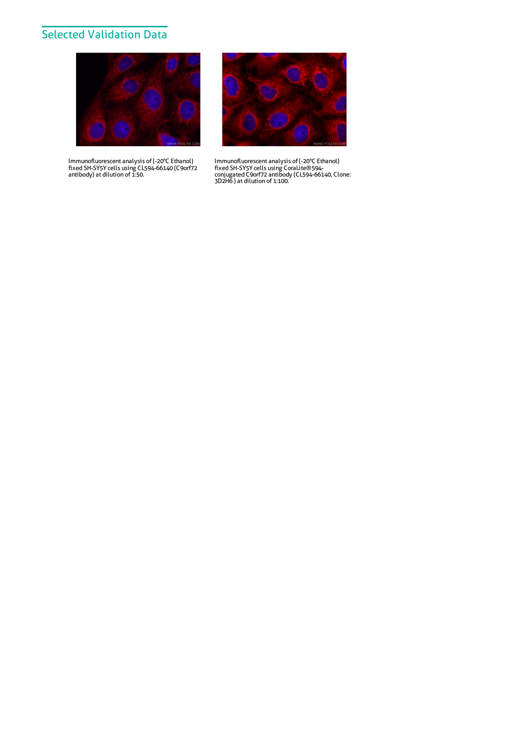## Selected Validation Data

Immunofluorescent analysis of (-20°C Ethanol) fixed SH-SY5Y cells using CL594-66140 (C9orf72 antibody) at dilution of 1:50.

Immunofluorescent analysis of (-20°C Ethanol) fixed SH-SY5Y cells using CoraLite®594-conjugated C9orf72 antibody (CL594-66140, Clone: 3D2H6 ) at dilution of 1:100.